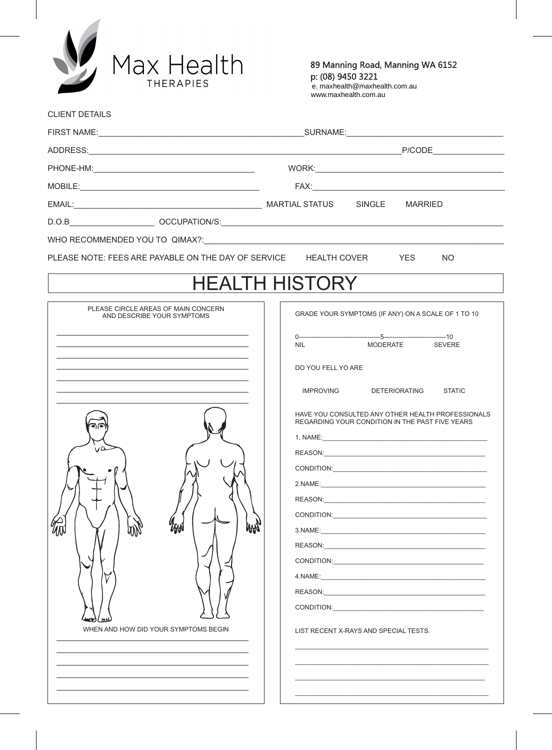Max Health
THERAPIES

89 Manning Road, Manning WA 6152
p: (08) 9450 3221
e. maxhealth@maxhealth.com.au
www.maxhealth.com.au

CLIENT DETAILS

FIRST NAME:_____________________________________________SURNAME:__________________________________

ADDRESS:_____________________________________________________________________P/CODE________________

PHONE-HM:__________________________________ WORK:________________________________________

MOBILE:_______________________________________ FAX:__________________________________________

EMAIL:_________________________________________ MARTIAL STATUS SINGLE MARRIED

D.O.B__________________ OCCUPATION/S:_____________________________________________________________

WHO RECOMMENDED YOU TO QIMAX?:______________________________________________________________

PLEASE NOTE: FEES ARE PAYABLE ON THE DAY OF SERVICE HEALTH COVER YES NO

# HEALTH HISTORY

PLEASE CIRCLE AREAS OF MAIN CONCERN AND DESCRIBE YOUR SYMPTOMS

_______________________________________________

_______________________________________________

_______________________________________________

_______________________________________________

_______________________________________________

_______________________________________________

_______________________________________________

WHEN AND HOW DID YOUR SYMPTOMS BEGIN

_______________________________________________

_______________________________________________

_______________________________________________

_______________________________________________

_______________________________________________

GRADE YOUR SYMPTOMS (IF ANY) ON A SCALE OF 1 TO 10

0--------------------------------------5------------------------------10
NIL MODERATE SEVERE

DO YOU FELL YO ARE

IMPROVING DETERIORATING STATIC

HAVE YOU CONSULTED ANY OTHER HEALTH PROFESSIONALS REGARDING YOUR CONDITION IN THE PAST FIVE YEARS

1. NAME:_______________________________________________

REASON:_______________________________________________

CONDITION:_______________________________________________

2.NAME:_______________________________________________

REASON:_______________________________________________

CONDITION:_______________________________________________

3.NAME:_______________________________________________

REASON:_______________________________________________

CONDITION:_______________________________________________

4.NAME:_______________________________________________

REASON:_______________________________________________

CONDITION:_______________________________________________

LIST RECENT X-RAYS AND SPECIAL TESTS.

_______________________________________________

_______________________________________________

_______________________________________________

_______________________________________________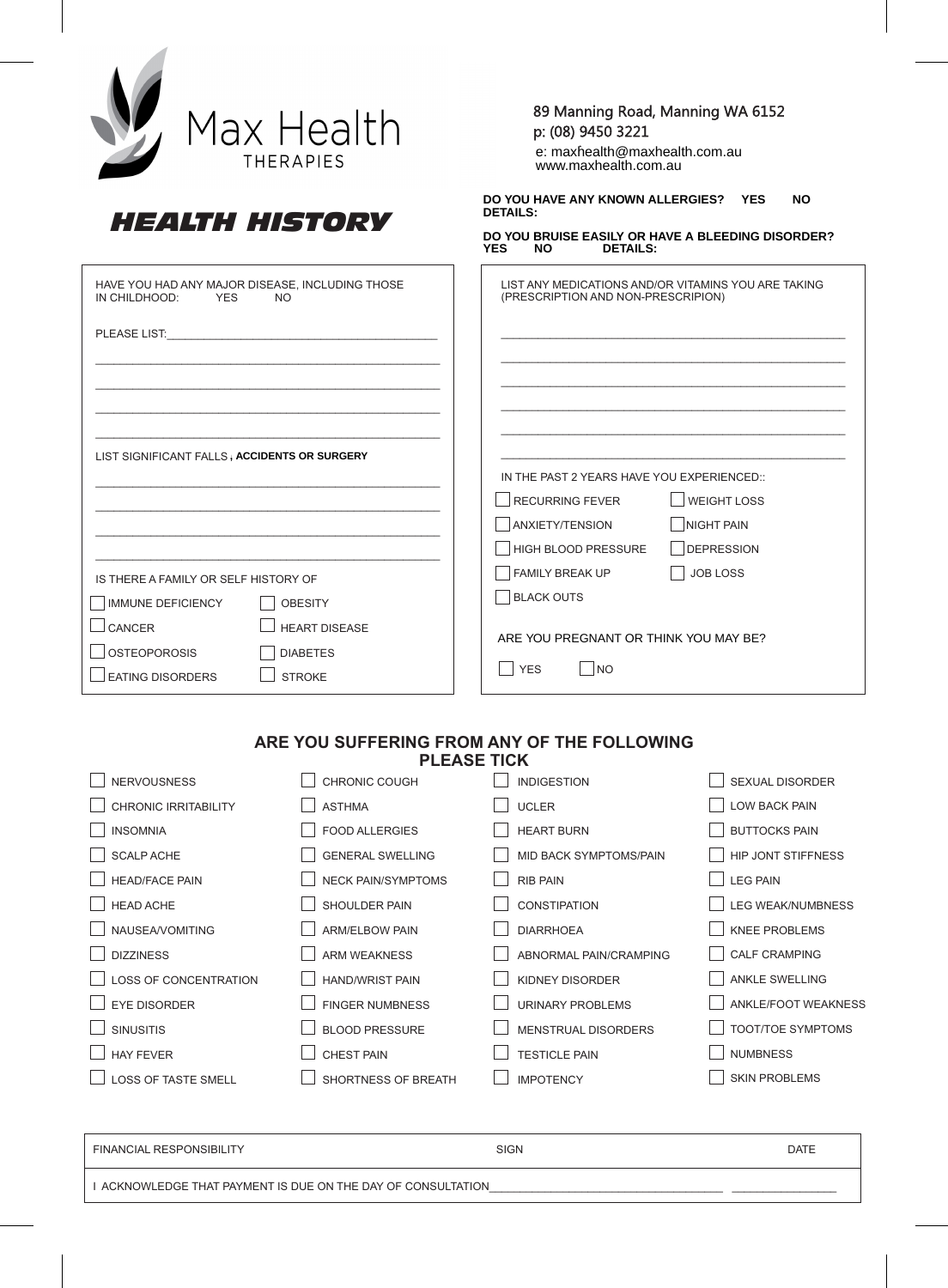Max Health THERAPIES

89 Manning Road, Manning WA 6152
p: (08) 9450 3221
e: maxhealth@maxhealth.com.au
www.maxhealth.com.au

# HEALTH HISTORY

**DO YOU HAVE ANY KNOWN ALLERGIES? YES NO**
**DETAILS:**

**DO YOU BRUISE EASILY OR HAVE A BLEEDING DISORDER?**
**YES NO DETAILS:**

HAVE YOU HAD ANY MAJOR DISEASE, INCLUDING THOSE IN CHILDHOOD: YES NO

PLEASE LIST:_____________________________________________

_____________________________________________

_____________________________________________

_____________________________________________

_____________________________________________

LIST SIGNIFICANT FALLS, **ACCIDENTS OR SURGERY**

_____________________________________________

_____________________________________________

_____________________________________________

_____________________________________________

IS THERE A FAMILY OR SELF HISTORY OF

- [ ] IMMUNE DEFICIENCY
- [ ] OBESITY
- [ ] CANCER
- [ ] HEART DISEASE
- [ ] OSTEOPOROSIS
- [ ] DIABETES
- [ ] EATING DISORDERS
- [ ] STROKE

LIST ANY MEDICATIONS AND/OR VITAMINS YOU ARE TAKING (PRESCRIPTION AND NON-PRESCRIPION)

_____________________________________________

_____________________________________________

_____________________________________________

_____________________________________________

_____________________________________________

_____________________________________________

IN THE PAST 2 YEARS HAVE YOU EXPERIENCED::

- [ ] RECURRING FEVER
- [ ] WEIGHT LOSS
- [ ] ANXIETY/TENSION
- [ ] NIGHT PAIN
- [ ] HIGH BLOOD PRESSURE
- [ ] DEPRESSION
- [ ] FAMILY BREAK UP
- [ ] JOB LOSS
- [ ] BLACK OUTS

ARE YOU PREGNANT OR THINK YOU MAY BE?

- [ ] YES
- [ ] NO

## ARE YOU SUFFERING FROM ANY OF THE FOLLOWING PLEASE TICK

| | | | |
|---|---|---|---|
| ☐ NERVOUSNESS | ☐ CHRONIC COUGH | ☐ INDIGESTION | ☐ SEXUAL DISORDER |
| ☐ CHRONIC IRRITABILITY | ☐ ASTHMA | ☐ UCLER | ☐ LOW BACK PAIN |
| ☐ INSOMNIA | ☐ FOOD ALLERGIES | ☐ HEART BURN | ☐ BUTTOCKS PAIN |
| ☐ SCALP ACHE | ☐ GENERAL SWELLING | ☐ MID BACK SYMPTOMS/PAIN | ☐ HIP JONT STIFFNESS |
| ☐ HEAD/FACE PAIN | ☐ NECK PAIN/SYMPTOMS | ☐ RIB PAIN | ☐ LEG PAIN |
| ☐ HEAD ACHE | ☐ SHOULDER PAIN | ☐ CONSTIPATION | ☐ LEG WEAK/NUMBNESS |
| ☐ NAUSEA/VOMITING | ☐ ARM/ELBOW PAIN | ☐ DIARRHOEA | ☐ KNEE PROBLEMS |
| ☐ DIZZINESS | ☐ ARM WEAKNESS | ☐ ABNORMAL PAIN/CRAMPING | ☐ CALF CRAMPING |
| ☐ LOSS OF CONCENTRATION | ☐ HAND/WRIST PAIN | ☐ KIDNEY DISORDER | ☐ ANKLE SWELLING |
| ☐ EYE DISORDER | ☐ FINGER NUMBNESS | ☐ URINARY PROBLEMS | ☐ ANKLE/FOOT WEAKNESS |
| ☐ SINUSITIS | ☐ BLOOD PRESSURE | ☐ MENSTRUAL DISORDERS | ☐ TOOT/TOE SYMPTOMS |
| ☐ HAY FEVER | ☐ CHEST PAIN | ☐ TESTICLE PAIN | ☐ NUMBNESS |
| ☐ LOSS OF TASTE SMELL | ☐ SHORTNESS OF BREATH | ☐ IMPOTENCY | ☐ SKIN PROBLEMS |

| FINANCIAL RESPONSIBILITY | SIGN | DATE |
|---|---|---|
| I ACKNOWLEDGE THAT PAYMENT IS DUE ON THE DAY OF CONSULTATION | _____________________ | _____________ |